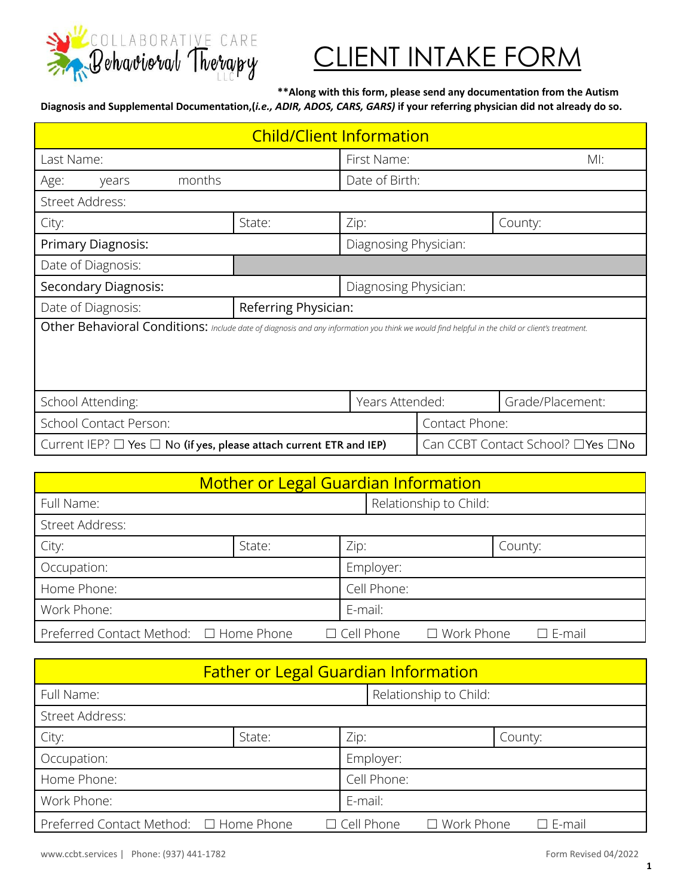COLLABORATIVE CARE Behavioral Therapy LLC

# CLIENT INTAKE FORM

**\*\*Along with this form, please send any documentation from the Autism Diagnosis and Supplemental Documentation,(*i.e., ADIR, ADOS, CARS, GARS)* if your referring physician did not already do so.**

| Child/Client Information | | | |
|---|---|---|---|
| Last Name: | | First Name: | MI: |
| Age: years months | | Date of Birth: | |
| Street Address: | | | |
| City: | State: | Zip: | County: |
| Primary Diagnosis: | | Diagnosing Physician: | |
| Date of Diagnosis: | | | |
| Secondary Diagnosis: | | Diagnosing Physician: | |
| Date of Diagnosis: | Referring Physician: | | |
| Other Behavioral Conditions: *Include date of diagnosis and any information you think we would find helpful in the child or client's treatment.* | | | |
| School Attending: | | Years Attended: | Grade/Placement: |
| School Contact Person: | | Contact Phone: | |
| Current IEP? ☐ Yes ☐ No **(if yes, please attach current ETR and IEP)** | | Can CCBT Contact School? ☐Yes ☐No | |

| Mother or Legal Guardian Information | | | |
|---|---|---|---|
| Full Name: | | Relationship to Child: | |
| Street Address: | | | |
| City: | State: | Zip: | County: |
| Occupation: | | Employer: | |
| Home Phone: | | Cell Phone: | |
| Work Phone: | | E-mail: | |
| Preferred Contact Method: ☐ Home Phone | | ☐ Cell Phone ☐ Work Phone | ☐ E-mail |

| Father or Legal Guardian Information | | | |
|---|---|---|---|
| Full Name: | | Relationship to Child: | |
| Street Address: | | | |
| City: | State: | Zip: | County: |
| Occupation: | | Employer: | |
| Home Phone: | | Cell Phone: | |
| Work Phone: | | E-mail: | |
| Preferred Contact Method: ☐ Home Phone | | ☐ Cell Phone ☐ Work Phone | ☐ E-mail |

www.ccbt.services | Phone: (937) 441-1782

Form Revised 04/2022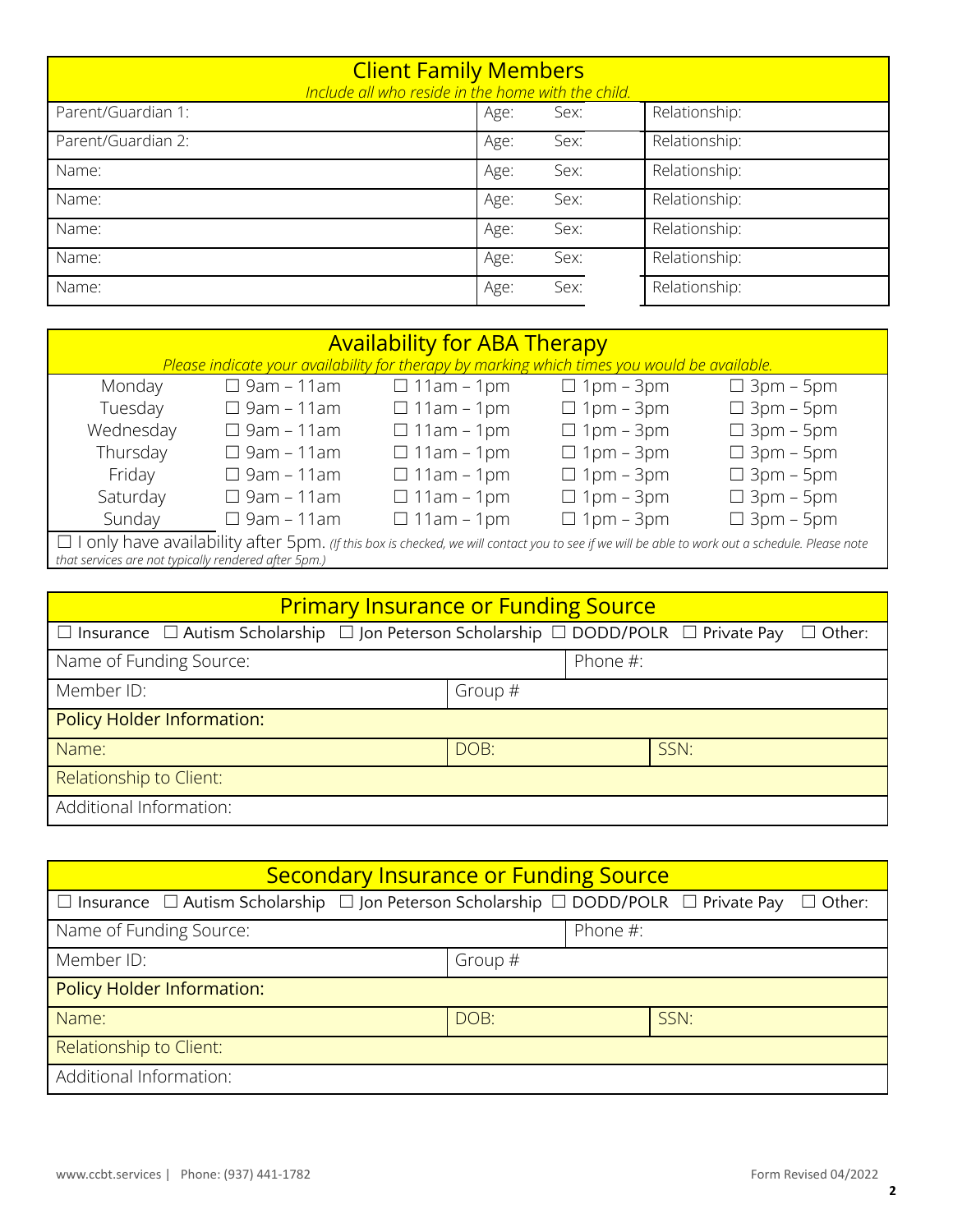## Client Family Members

*Include all who reside in the home with the child.*

| | | | |
|---|---|---|---|
| Parent/Guardian 1: | Age: | Sex: | Relationship: |
| Parent/Guardian 2: | Age: | Sex: | Relationship: |
| Name: | Age: | Sex: | Relationship: |
| Name: | Age: | Sex: | Relationship: |
| Name: | Age: | Sex: | Relationship: |
| Name: | Age: | Sex: | Relationship: |
| Name: | Age: | Sex: | Relationship: |

## Availability for ABA Therapy

*Please indicate your availability for therapy by marking which times you would be available.*

| | | | | |
|---|---|---|---|---|
| Monday | ☐ 9am – 11am | ☐ 11am – 1pm | ☐ 1pm – 3pm | ☐ 3pm – 5pm |
| Tuesday | ☐ 9am – 11am | ☐ 11am – 1pm | ☐ 1pm – 3pm | ☐ 3pm – 5pm |
| Wednesday | ☐ 9am – 11am | ☐ 11am – 1pm | ☐ 1pm – 3pm | ☐ 3pm – 5pm |
| Thursday | ☐ 9am – 11am | ☐ 11am – 1pm | ☐ 1pm – 3pm | ☐ 3pm – 5pm |
| Friday | ☐ 9am – 11am | ☐ 11am – 1pm | ☐ 1pm – 3pm | ☐ 3pm – 5pm |
| Saturday | ☐ 9am – 11am | ☐ 11am – 1pm | ☐ 1pm – 3pm | ☐ 3pm – 5pm |
| Sunday | ☐ 9am – 11am | ☐ 11am – 1pm | ☐ 1pm – 3pm | ☐ 3pm – 5pm |

☐ I only have availability after 5pm. *(If this box is checked, we will contact you to see if we will be able to work out a schedule. Please note that services are not typically rendered after 5pm.)*

## Primary Insurance or Funding Source

☐ Insurance ☐ Autism Scholarship ☐ Jon Peterson Scholarship ☐ DODD/POLR ☐ Private Pay ☐ Other:

| | | |
|---|---|---|
| Name of Funding Source: | | Phone #: |
| Member ID: | Group # | |
| **Policy Holder Information:** | | |
| Name: | DOB: | SSN: |
| Relationship to Client: | | |
| Additional Information: | | |

## Secondary Insurance or Funding Source

☐ Insurance ☐ Autism Scholarship ☐ Jon Peterson Scholarship ☐ DODD/POLR ☐ Private Pay ☐ Other:

| | | |
|---|---|---|
| Name of Funding Source: | | Phone #: |
| Member ID: | Group # | |
| **Policy Holder Information:** | | |
| Name: | DOB: | SSN: |
| Relationship to Client: | | |
| Additional Information: | | |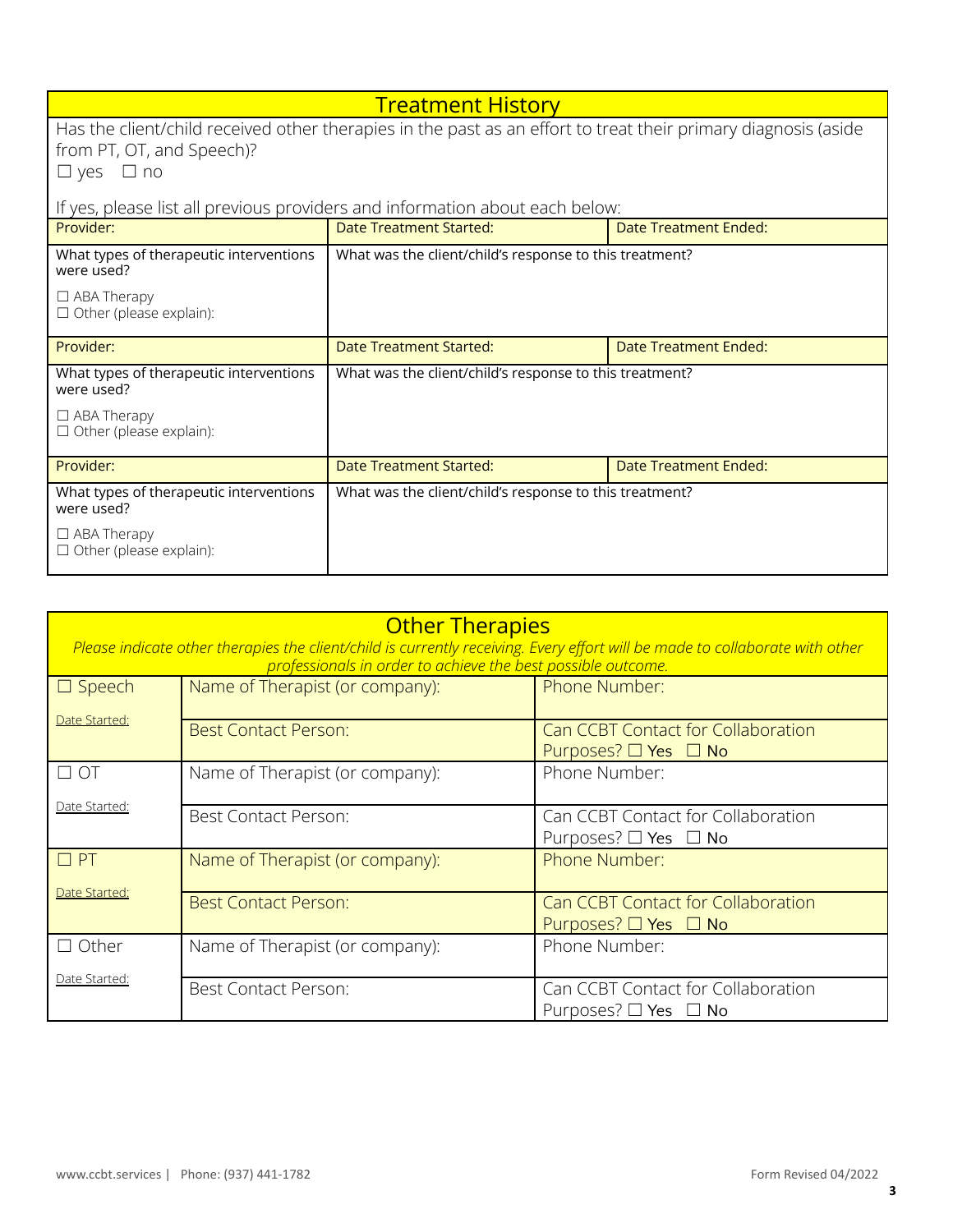## Treatment History

Has the client/child received other therapies in the past as an effort to treat their primary diagnosis (aside from PT, OT, and Speech)?

☐ yes ☐ no

If yes, please list all previous providers and information about each below:

| Provider: | Date Treatment Started: | Date Treatment Ended: |
|---|---|---|
| What types of therapeutic interventions were used?<br>☐ ABA Therapy<br>☐ Other (please explain): | What was the client/child's response to this treatment? | |
| Provider: | Date Treatment Started: | Date Treatment Ended: |
| What types of therapeutic interventions were used?<br>☐ ABA Therapy<br>☐ Other (please explain): | What was the client/child's response to this treatment? | |
| Provider: | Date Treatment Started: | Date Treatment Ended: |
| What types of therapeutic interventions were used?<br>☐ ABA Therapy<br>☐ Other (please explain): | What was the client/child's response to this treatment? | |

## Other Therapies

*Please indicate other therapies the client/child is currently receiving. Every effort will be made to collaborate with other professionals in order to achieve the best possible outcome.*

| | | |
|---|---|---|
| ☐ Speech<br>Date Started: | Name of Therapist (or company): | Phone Number: |
| | Best Contact Person: | Can CCBT Contact for Collaboration Purposes? ☐ Yes ☐ No |
| ☐ OT<br>Date Started: | Name of Therapist (or company): | Phone Number: |
| | Best Contact Person: | Can CCBT Contact for Collaboration Purposes? ☐ Yes ☐ No |
| ☐ PT<br>Date Started: | Name of Therapist (or company): | Phone Number: |
| | Best Contact Person: | Can CCBT Contact for Collaboration Purposes? ☐ Yes ☐ No |
| ☐ Other<br>Date Started: | Name of Therapist (or company): | Phone Number: |
| | Best Contact Person: | Can CCBT Contact for Collaboration Purposes? ☐ Yes ☐ No |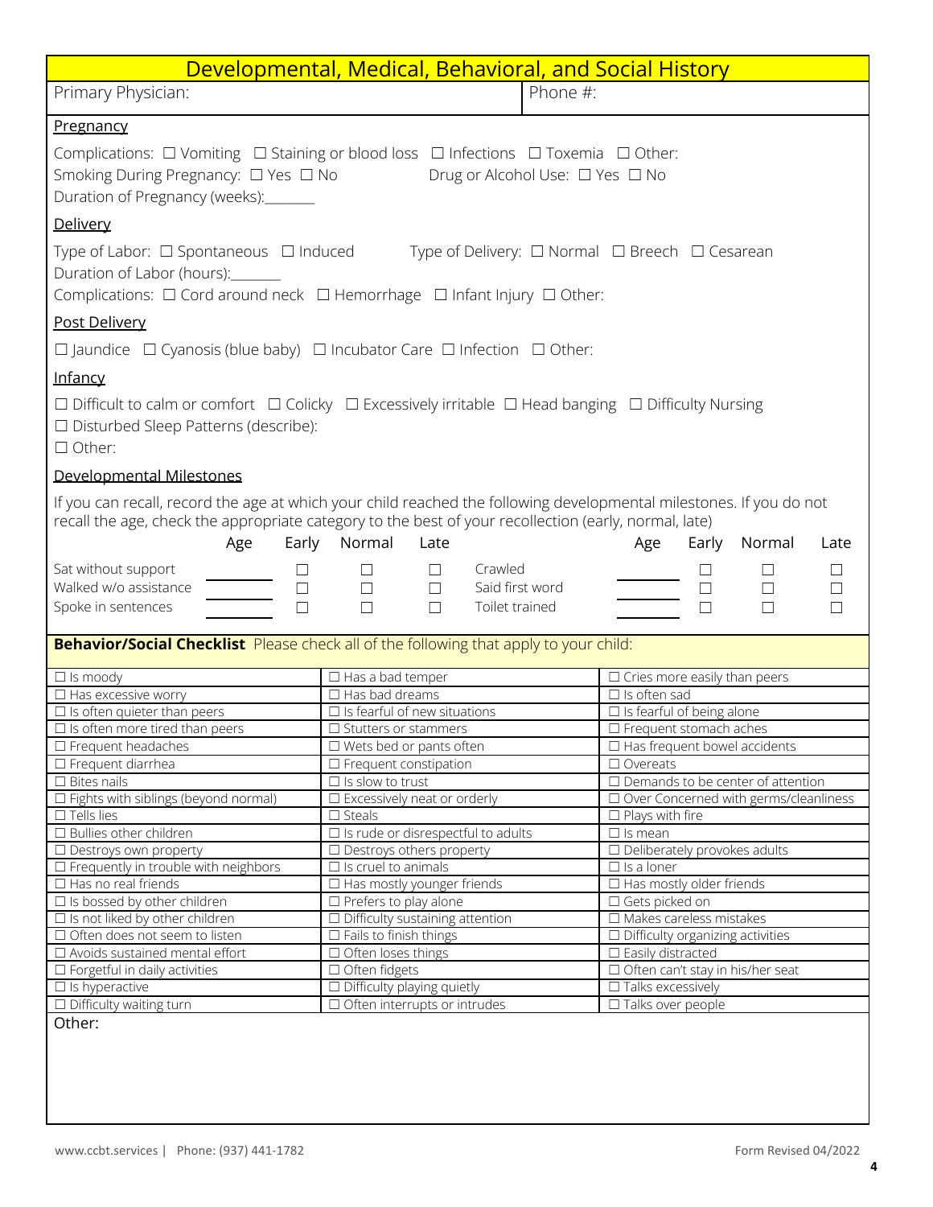# Developmental, Medical, Behavioral, and Social History

Primary Physician: | Phone #:

## Pregnancy

Complications: ☐ Vomiting ☐ Staining or blood loss ☐ Infections ☐ Toxemia ☐ Other:
Smoking During Pregnancy: ☐ Yes ☐ No Drug or Alcohol Use: ☐ Yes ☐ No
Duration of Pregnancy (weeks):_______

## Delivery

Type of Labor: ☐ Spontaneous ☐ Induced Type of Delivery: ☐ Normal ☐ Breech ☐ Cesarean
Duration of Labor (hours):_______
Complications: ☐ Cord around neck ☐ Hemorrhage ☐ Infant Injury ☐ Other:

## Post Delivery

☐ Jaundice ☐ Cyanosis (blue baby) ☐ Incubator Care ☐ Infection ☐ Other:

## Infancy

☐ Difficult to calm or comfort ☐ Colicky ☐ Excessively irritable ☐ Head banging ☐ Difficulty Nursing
☐ Disturbed Sleep Patterns (describe):
☐ Other:

## Developmental Milestones

If you can recall, record the age at which your child reached the following developmental milestones. If you do not recall the age, check the appropriate category to the best of your recollection (early, normal, late)

| | Age | Early | Normal | Late | | Age | Early | Normal | Late |
|---|---|---|---|---|---|---|---|---|---|
| Sat without support | ________ | ☐ | ☐ | ☐ | Crawled | ________ | ☐ | ☐ | ☐ |
| Walked w/o assistance | ________ | ☐ | ☐ | ☐ | Said first word | ________ | ☐ | ☐ | ☐ |
| Spoke in sentences | ________ | ☐ | ☐ | ☐ | Toilet trained | ________ | ☐ | ☐ | ☐ |

**Behavior/Social Checklist** Please check all of the following that apply to your child:

| | | |
|---|---|---|
| ☐ Is moody | ☐ Has a bad temper | ☐ Cries more easily than peers |
| ☐ Has excessive worry | ☐ Has bad dreams | ☐ Is often sad |
| ☐ Is often quieter than peers | ☐ Is fearful of new situations | ☐ Is fearful of being alone |
| ☐ Is often more tired than peers | ☐ Stutters or stammers | ☐ Frequent stomach aches |
| ☐ Frequent headaches | ☐ Wets bed or pants often | ☐ Has frequent bowel accidents |
| ☐ Frequent diarrhea | ☐ Frequent constipation | ☐ Overeats |
| ☐ Bites nails | ☐ Is slow to trust | ☐ Demands to be center of attention |
| ☐ Fights with siblings (beyond normal) | ☐ Excessively neat or orderly | ☐ Over Concerned with germs/cleanliness |
| ☐ Tells lies | ☐ Steals | ☐ Plays with fire |
| ☐ Bullies other children | ☐ Is rude or disrespectful to adults | ☐ Is mean |
| ☐ Destroys own property | ☐ Destroys others property | ☐ Deliberately provokes adults |
| ☐ Frequently in trouble with neighbors | ☐ Is cruel to animals | ☐ Is a loner |
| ☐ Has no real friends | ☐ Has mostly younger friends | ☐ Has mostly older friends |
| ☐ Is bossed by other children | ☐ Prefers to play alone | ☐ Gets picked on |
| ☐ Is not liked by other children | ☐ Difficulty sustaining attention | ☐ Makes careless mistakes |
| ☐ Often does not seem to listen | ☐ Fails to finish things | ☐ Difficulty organizing activities |
| ☐ Avoids sustained mental effort | ☐ Often loses things | ☐ Easily distracted |
| ☐ Forgetful in daily activities | ☐ Often fidgets | ☐ Often can't stay in his/her seat |
| ☐ Is hyperactive | ☐ Difficulty playing quietly | ☐ Talks excessively |
| ☐ Difficulty waiting turn | ☐ Often interrupts or intrudes | ☐ Talks over people |

Other:

www.ccbt.services | Phone: (937) 441-1782 Form Revised 04/2022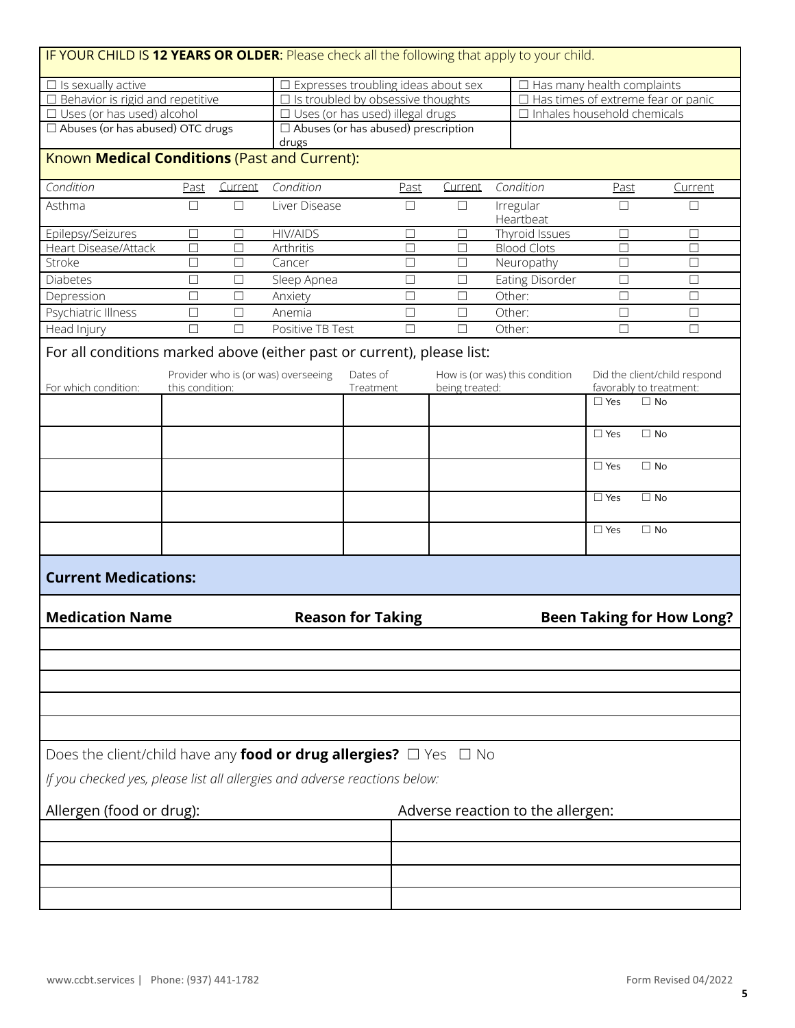IF YOUR CHILD IS **12 YEARS OR OLDER**: Please check all the following that apply to your child.

| | | |
|---|---|---|
| ☐ Is sexually active | ☐ Expresses troubling ideas about sex | ☐ Has many health complaints |
| ☐ Behavior is rigid and repetitive | ☐ Is troubled by obsessive thoughts | ☐ Has times of extreme fear or panic |
| ☐ Uses (or has used) alcohol | ☐ Uses (or has used) illegal drugs | ☐ Inhales household chemicals |
| ☐ Abuses (or has abused) OTC drugs | ☐ Abuses (or has abused) prescription drugs | |

## Known **Medical Conditions** (Past and Current):

| *Condition* | Past | Current | *Condition* | Past | Current | *Condition* | Past | Current |
|---|---|---|---|---|---|---|---|---|
| Asthma | ☐ | ☐ | Liver Disease | ☐ | ☐ | Irregular Heartbeat | ☐ | ☐ |
| Epilepsy/Seizures | ☐ | ☐ | HIV/AIDS | ☐ | ☐ | Thyroid Issues | ☐ | ☐ |
| Heart Disease/Attack | ☐ | ☐ | Arthritis | ☐ | ☐ | Blood Clots | ☐ | ☐ |
| Stroke | ☐ | ☐ | Cancer | ☐ | ☐ | Neuropathy | ☐ | ☐ |
| Diabetes | ☐ | ☐ | Sleep Apnea | ☐ | ☐ | Eating Disorder | ☐ | ☐ |
| Depression | ☐ | ☐ | Anxiety | ☐ | ☐ | Other: | ☐ | ☐ |
| Psychiatric Illness | ☐ | ☐ | Anemia | ☐ | ☐ | Other: | ☐ | ☐ |
| Head Injury | ☐ | ☐ | Positive TB Test | ☐ | ☐ | Other: | ☐ | ☐ |

For all conditions marked above (either past or current), please list:

| For which condition: | Provider who is (or was) overseeing this condition: | Dates of Treatment | How is (or was) this condition being treated: | Did the client/child respond favorably to treatment: |
|---|---|---|---|---|
| | | | | ☐ Yes ☐ No |
| | | | | ☐ Yes ☐ No |
| | | | | ☐ Yes ☐ No |
| | | | | ☐ Yes ☐ No |
| | | | | ☐ Yes ☐ No |

## Current Medications:

| Medication Name | Reason for Taking | Been Taking for How Long? |
|---|---|---|
| | | |
| | | |
| | | |
| | | |
| | | |

Does the client/child have any **food or drug allergies?** ☐ Yes ☐ No

*If you checked yes, please list all allergies and adverse reactions below:*

| Allergen (food or drug): | Adverse reaction to the allergen: |
|---|---|
| | |
| | |
| | |
| | |

www.ccbt.services | Phone: (937) 441-1782

Form Revised 04/2022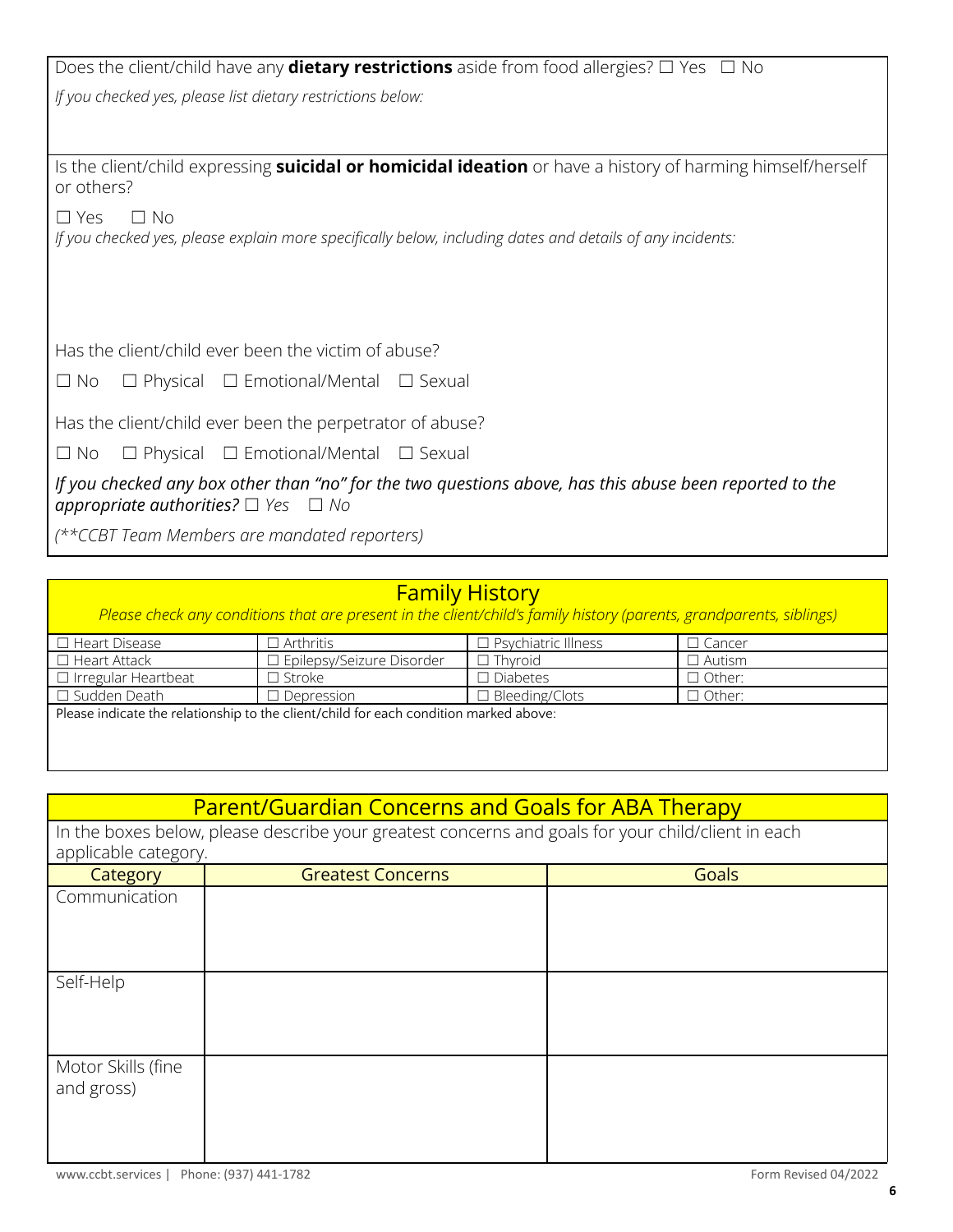Does the client/child have any **dietary restrictions** aside from food allergies? ☐ Yes ☐ No

*If you checked yes, please list dietary restrictions below:*

Is the client/child expressing **suicidal or homicidal ideation** or have a history of harming himself/herself or others?

☐ Yes ☐ No

*If you checked yes, please explain more specifically below, including dates and details of any incidents:*

Has the client/child ever been the victim of abuse?

☐ No ☐ Physical ☐ Emotional/Mental ☐ Sexual

Has the client/child ever been the perpetrator of abuse?

☐ No ☐ Physical ☐ Emotional/Mental ☐ Sexual

***If you checked any box other than "no" for the two questions above, has this abuse been reported to the appropriate authorities?*** *☐ Yes ☐ No*

*(**CCBT Team Members are mandated reporters)*

## Family History

*Please check any conditions that are present in the client/child's family history (parents, grandparents, siblings)*

| | | | |
|---|---|---|---|
| ☐ Heart Disease | ☐ Arthritis | ☐ Psychiatric Illness | ☐ Cancer |
| ☐ Heart Attack | ☐ Epilepsy/Seizure Disorder | ☐ Thyroid | ☐ Autism |
| ☐ Irregular Heartbeat | ☐ Stroke | ☐ Diabetes | ☐ Other: |
| ☐ Sudden Death | ☐ Depression | ☐ Bleeding/Clots | ☐ Other: |

Please indicate the relationship to the client/child for each condition marked above:

## Parent/Guardian Concerns and Goals for ABA Therapy

In the boxes below, please describe your greatest concerns and goals for your child/client in each applicable category.

| Category | Greatest Concerns | Goals |
|---|---|---|
| Communication | | |
| Self-Help | | |
| Motor Skills (fine and gross) | | |

www.ccbt.services | Phone: (937) 441-1782 Form Revised 04/2022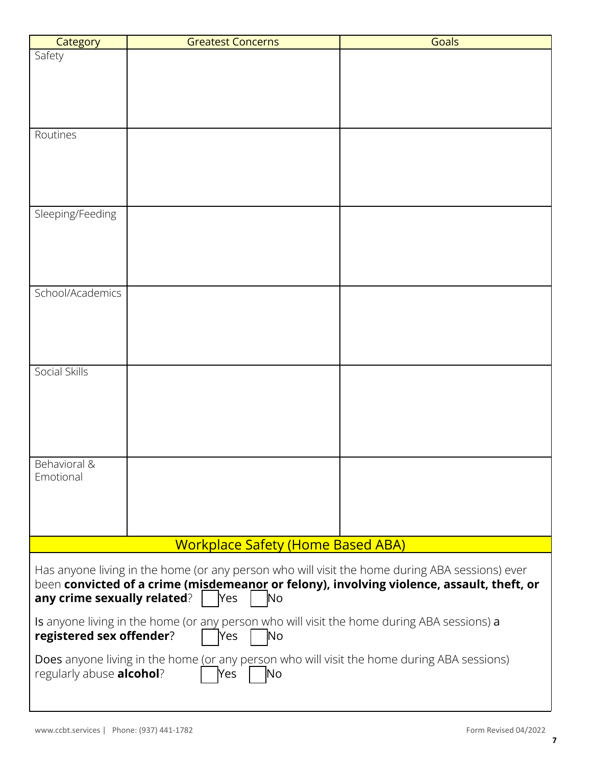| Category | Greatest Concerns | Goals |
|---|---|---|
| Safety | | |
| Routines | | |
| Sleeping/Feeding | | |
| School/Academics | | |
| Social Skills | | |
| Behavioral & Emotional | | |

## Workplace Safety (Home Based ABA)

Has anyone living in the home (or any person who will visit the home during ABA sessions) ever been **convicted of a crime (misdemeanor or felony), involving violence, assault, theft, or any crime sexually related**? ☐ Yes ☐ No

Is anyone living in the home (or any person who will visit the home during ABA sessions) a **registered sex offender**? ☐ Yes ☐ No

Does anyone living in the home (or any person who will visit the home during ABA sessions) regularly abuse **alcohol**? ☐ Yes ☐ No

www.ccbt.services | Phone: (937) 441-1782

Form Revised 04/2022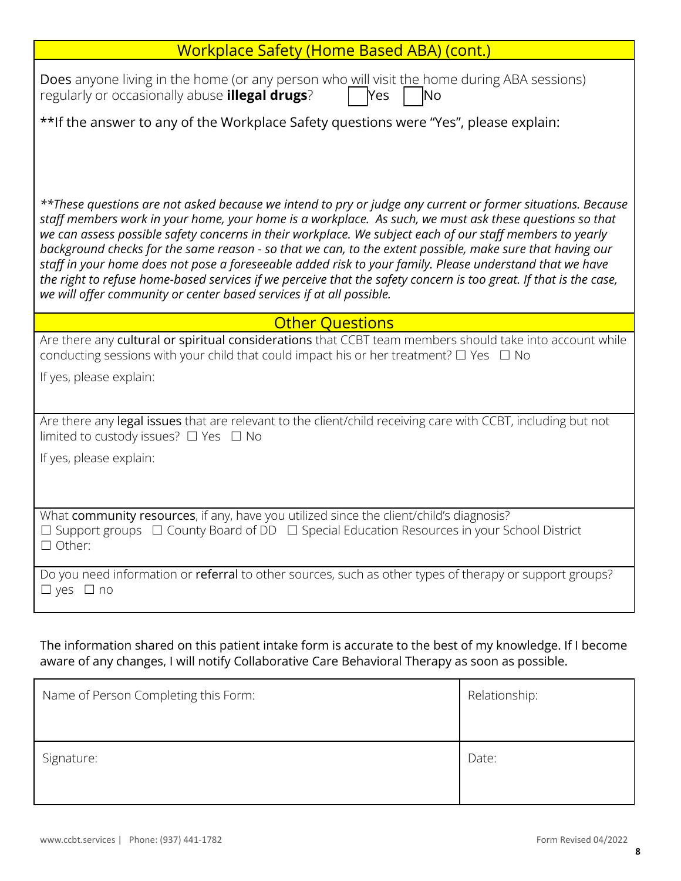## Workplace Safety (Home Based ABA) (cont.)

Does anyone living in the home (or any person who will visit the home during ABA sessions) regularly or occasionally abuse **illegal drugs**? ☐ Yes ☐ No

**If the answer to any of the Workplace Safety questions were "Yes", please explain:

*\*\*These questions are not asked because we intend to pry or judge any current or former situations. Because staff members work in your home, your home is a workplace. As such, we must ask these questions so that we can assess possible safety concerns in their workplace. We subject each of our staff members to yearly background checks for the same reason - so that we can, to the extent possible, make sure that having our staff in your home does not pose a foreseeable added risk to your family. Please understand that we have the right to refuse home-based services if we perceive that the safety concern is too great. If that is the case, we will offer community or center based services if at all possible.*

## Other Questions

Are there any cultural or spiritual considerations that CCBT team members should take into account while conducting sessions with your child that could impact his or her treatment? ☐ Yes ☐ No

If yes, please explain:

Are there any legal issues that are relevant to the client/child receiving care with CCBT, including but not limited to custody issues? ☐ Yes ☐ No

If yes, please explain:

What community resources, if any, have you utilized since the client/child's diagnosis?
☐ Support groups ☐ County Board of DD ☐ Special Education Resources in your School District
☐ Other:

Do you need information or referral to other sources, such as other types of therapy or support groups?
☐ yes ☐ no

The information shared on this patient intake form is accurate to the best of my knowledge. If I become aware of any changes, I will notify Collaborative Care Behavioral Therapy as soon as possible.

| | |
|---|---|
| Name of Person Completing this Form: | Relationship: |
| Signature: | Date: |

www.ccbt.services | Phone: (937) 441-1782

Form Revised 04/2022